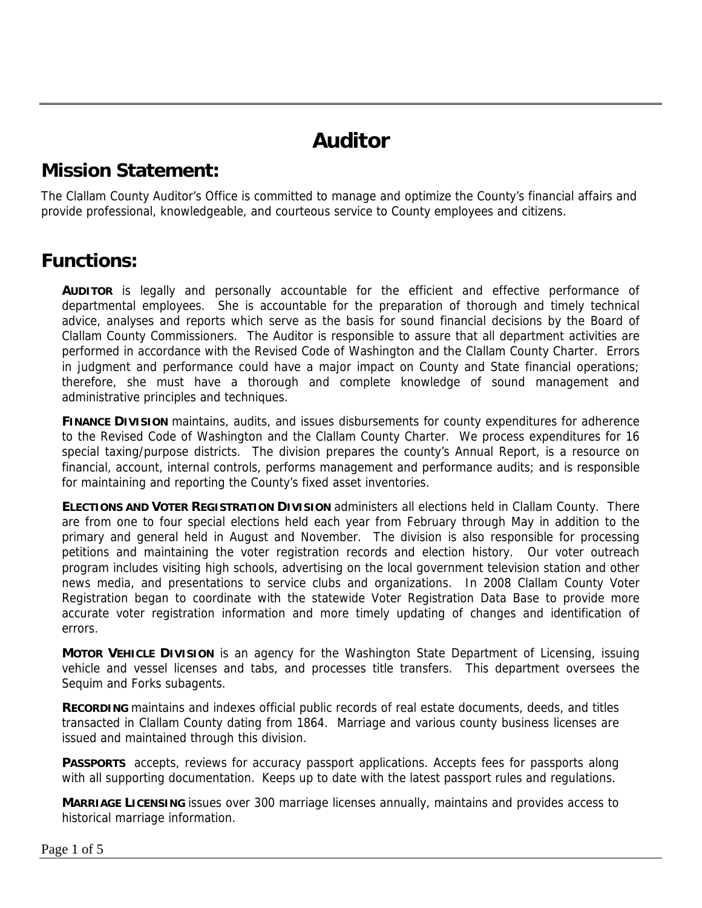# Auditor

## Mission Statement:

The Clallam County Auditor's Office is committed to manage and optimize the County's financial affairs and provide professional, knowledgeable, and courteous service to County employees and citizens.

## Functions:

**AUDITOR** is legally and personally accountable for the efficient and effective performance of departmental employees. She is accountable for the preparation of thorough and timely technical advice, analyses and reports which serve as the basis for sound financial decisions by the Board of Clallam County Commissioners. The Auditor is responsible to assure that all department activities are performed in accordance with the Revised Code of Washington and the Clallam County Charter. Errors in judgment and performance could have a major impact on County and State financial operations; therefore, she must have a thorough and complete knowledge of sound management and administrative principles and techniques.

**FINANCE DIVISION** maintains, audits, and issues disbursements for county expenditures for adherence to the Revised Code of Washington and the Clallam County Charter. We process expenditures for 16 special taxing/purpose districts. The division prepares the county's Annual Report, is a resource on financial, account, internal controls, performs management and performance audits; and is responsible for maintaining and reporting the County's fixed asset inventories.

**ELECTIONS AND VOTER REGISTRATION DIVISION** administers all elections held in Clallam County. There are from one to four special elections held each year from February through May in addition to the primary and general held in August and November. The division is also responsible for processing petitions and maintaining the voter registration records and election history. Our voter outreach program includes visiting high schools, advertising on the local government television station and other news media, and presentations to service clubs and organizations. In 2008 Clallam County Voter Registration began to coordinate with the statewide Voter Registration Data Base to provide more accurate voter registration information and more timely updating of changes and identification of errors.

**MOTOR VEHICLE DIVISION** is an agency for the Washington State Department of Licensing, issuing vehicle and vessel licenses and tabs, and processes title transfers. This department oversees the Sequim and Forks subagents.

**RECORDING** maintains and indexes official public records of real estate documents, deeds, and titles transacted in Clallam County dating from 1864. Marriage and various county business licenses are issued and maintained through this division.

**PASSPORTS** accepts, reviews for accuracy passport applications. Accepts fees for passports along with all supporting documentation. Keeps up to date with the latest passport rules and regulations.

**MARRIAGE LICENSING** issues over 300 marriage licenses annually, maintains and provides access to historical marriage information.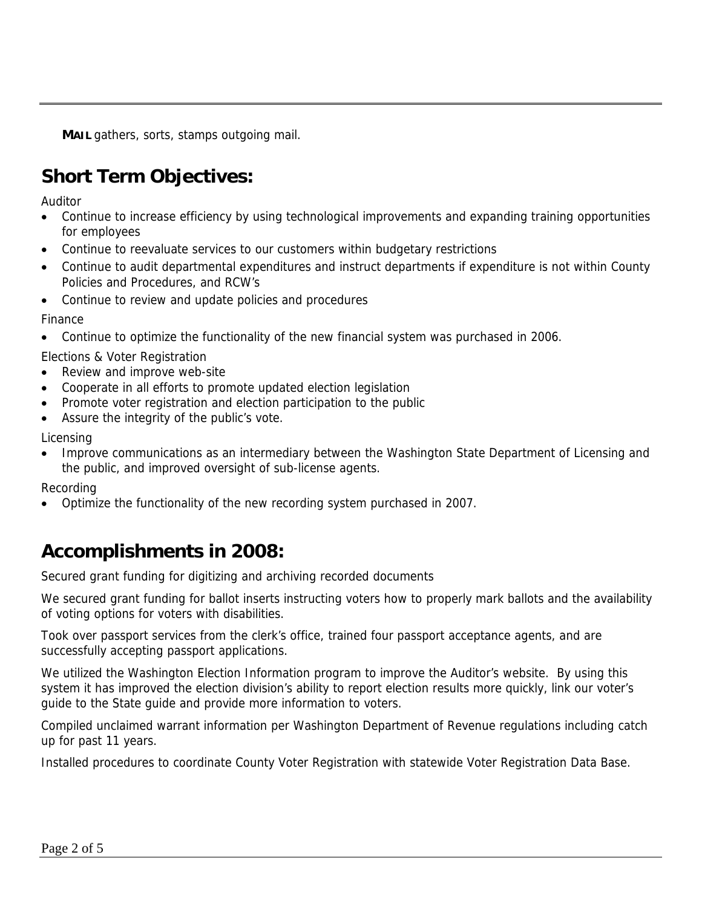**MAIL** gathers, sorts, stamps outgoing mail.

## Short Term Objectives:

Auditor

- Continue to increase efficiency by using technological improvements and expanding training opportunities for employees
- Continue to reevaluate services to our customers within budgetary restrictions
- Continue to audit departmental expenditures and instruct departments if expenditure is not within County Policies and Procedures, and RCW's
- Continue to review and update policies and procedures

Finance

- Continue to optimize the functionality of the new financial system was purchased in 2006.

Elections & Voter Registration

- Review and improve web-site
- Cooperate in all efforts to promote updated election legislation
- Promote voter registration and election participation to the public
- Assure the integrity of the public's vote.

Licensing

- Improve communications as an intermediary between the Washington State Department of Licensing and the public, and improved oversight of sub-license agents.

Recording

- Optimize the functionality of the new recording system purchased in 2007.

## Accomplishments in 2008:

Secured grant funding for digitizing and archiving recorded documents

We secured grant funding for ballot inserts instructing voters how to properly mark ballots and the availability of voting options for voters with disabilities.

Took over passport services from the clerk's office, trained four passport acceptance agents, and are successfully accepting passport applications.

We utilized the Washington Election Information program to improve the Auditor's website. By using this system it has improved the election division's ability to report election results more quickly, link our voter's guide to the State guide and provide more information to voters.

Compiled unclaimed warrant information per Washington Department of Revenue regulations including catch up for past 11 years.

Installed procedures to coordinate County Voter Registration with statewide Voter Registration Data Base.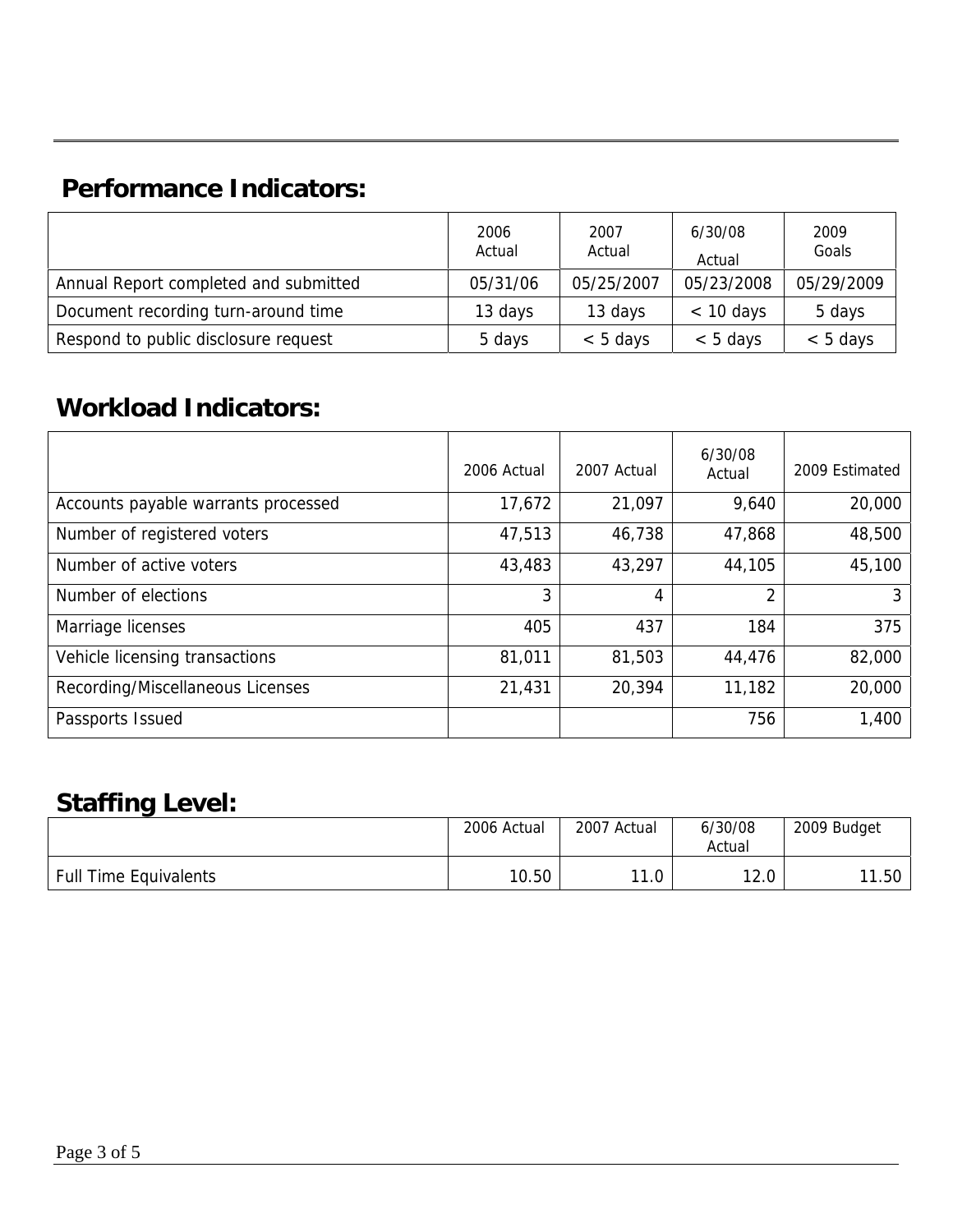## Performance Indicators:

| | 2006 Actual | 2007 Actual | 6/30/08 Actual | 2009 Goals |
|---|---|---|---|---|
| Annual Report completed and submitted | 05/31/06 | 05/25/2007 | 05/23/2008 | 05/29/2009 |
| Document recording turn-around time | 13 days | 13 days | < 10 days | 5 days |
| Respond to public disclosure request | 5 days | < 5 days | < 5 days | < 5 days |

## Workload Indicators:

| | 2006 Actual | 2007 Actual | 6/30/08 Actual | 2009 Estimated |
|---|---|---|---|---|
| Accounts payable warrants processed | 17,672 | 21,097 | 9,640 | 20,000 |
| Number of registered voters | 47,513 | 46,738 | 47,868 | 48,500 |
| Number of active voters | 43,483 | 43,297 | 44,105 | 45,100 |
| Number of elections | 3 | 4 | 2 | 3 |
| Marriage licenses | 405 | 437 | 184 | 375 |
| Vehicle licensing transactions | 81,011 | 81,503 | 44,476 | 82,000 |
| Recording/Miscellaneous Licenses | 21,431 | 20,394 | 11,182 | 20,000 |
| Passports Issued | | | 756 | 1,400 |

## Staffing Level:

| | 2006 Actual | 2007 Actual | 6/30/08 Actual | 2009 Budget |
|---|---|---|---|---|
| Full Time Equivalents | 10.50 | 11.0 | 12.0 | 11.50 |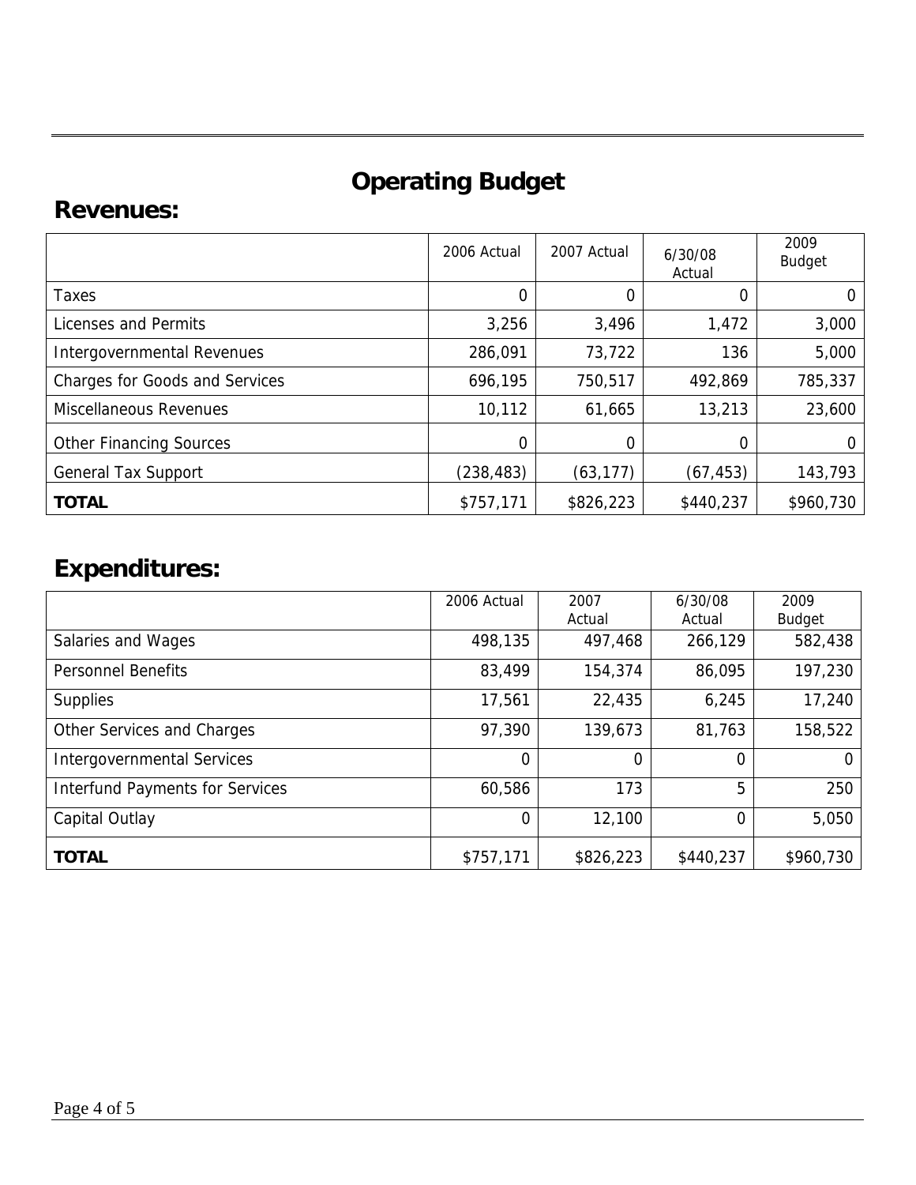# Operating Budget

## Revenues:

| | 2006 Actual | 2007 Actual | 6/30/08 Actual | 2009 Budget |
|---|---|---|---|---|
| Taxes | 0 | 0 | 0 | 0 |
| Licenses and Permits | 3,256 | 3,496 | 1,472 | 3,000 |
| Intergovernmental Revenues | 286,091 | 73,722 | 136 | 5,000 |
| Charges for Goods and Services | 696,195 | 750,517 | 492,869 | 785,337 |
| Miscellaneous Revenues | 10,112 | 61,665 | 13,213 | 23,600 |
| Other Financing Sources | 0 | 0 | 0 | 0 |
| General Tax Support | (238,483) | (63,177) | (67,453) | 143,793 |
| **TOTAL** | $757,171 | $826,223 | $440,237 | $960,730 |

## Expenditures:

| | 2006 Actual | 2007 Actual | 6/30/08 Actual | 2009 Budget |
|---|---|---|---|---|
| Salaries and Wages | 498,135 | 497,468 | 266,129 | 582,438 |
| Personnel Benefits | 83,499 | 154,374 | 86,095 | 197,230 |
| Supplies | 17,561 | 22,435 | 6,245 | 17,240 |
| Other Services and Charges | 97,390 | 139,673 | 81,763 | 158,522 |
| Intergovernmental Services | 0 | 0 | 0 | 0 |
| Interfund Payments for Services | 60,586 | 173 | 5 | 250 |
| Capital Outlay | 0 | 12,100 | 0 | 5,050 |
| **TOTAL** | $757,171 | $826,223 | $440,237 | $960,730 |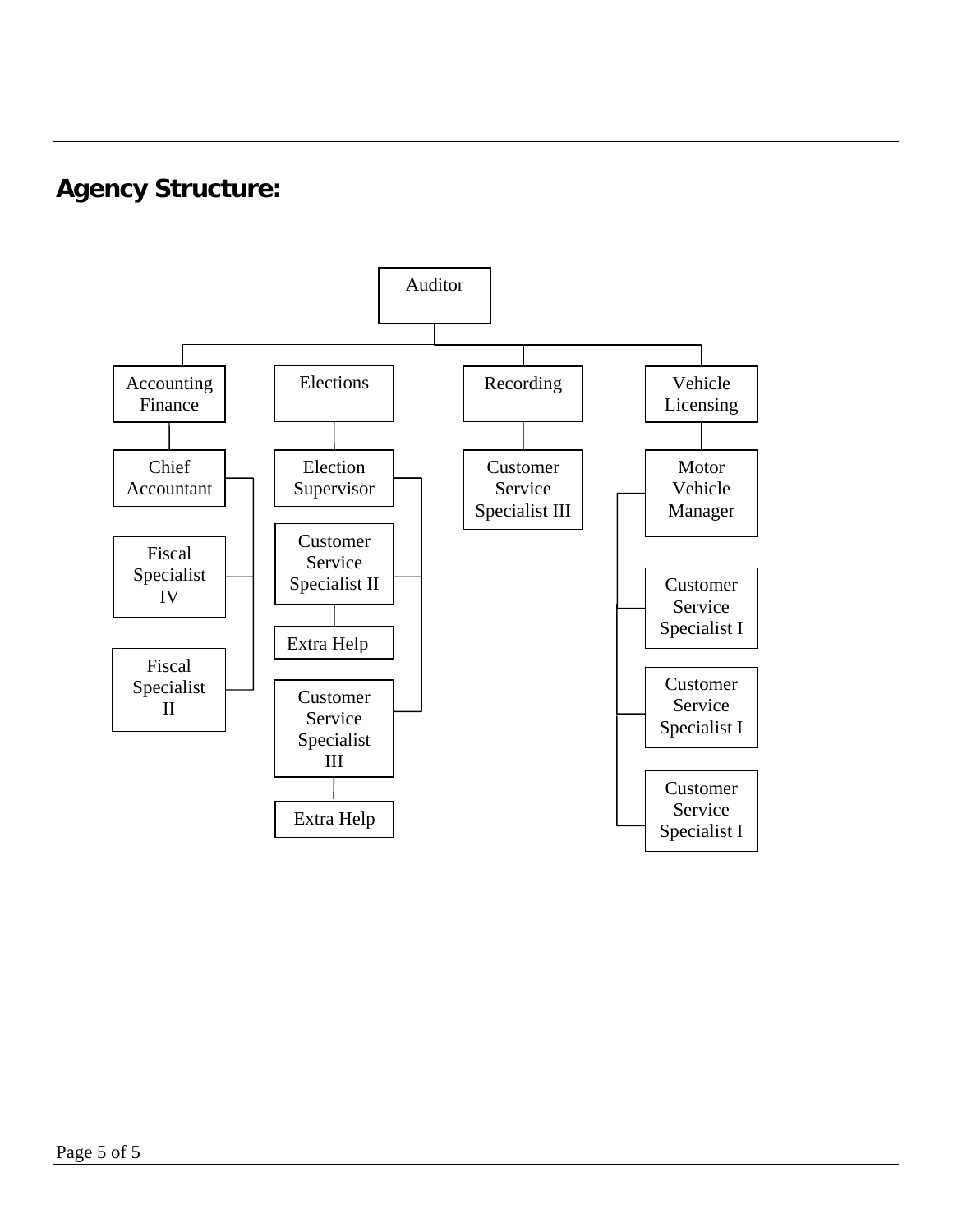## Agency Structure:

Auditor

Accounting Finance

Chief Accountant

Fiscal Specialist IV

Fiscal Specialist II

Elections

Election Supervisor

Customer Service Specialist II

Extra Help

Customer Service Specialist III

Extra Help

Recording

Customer Service Specialist III

Vehicle Licensing

Motor Vehicle Manager

Customer Service Specialist I

Customer Service Specialist I

Customer Service Specialist I